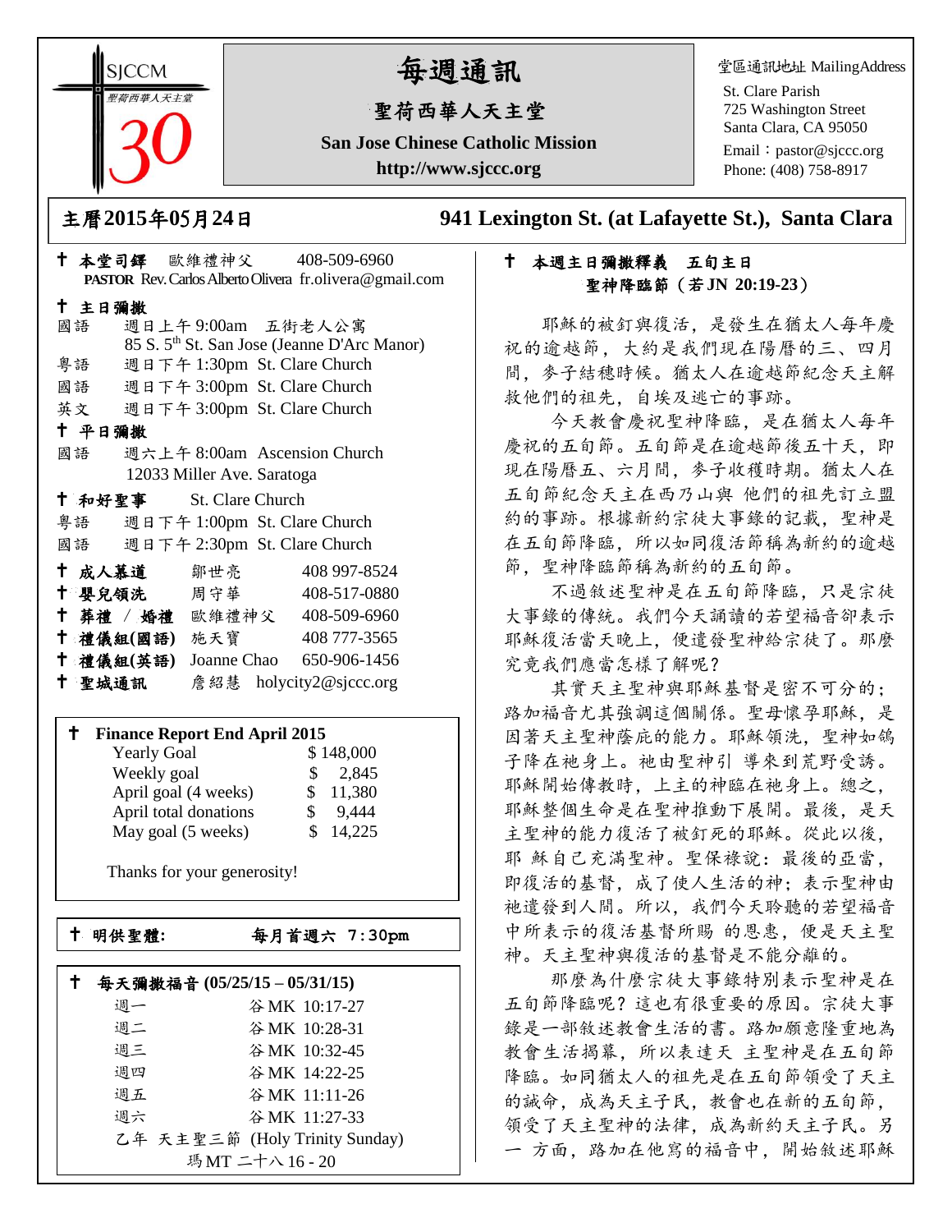SJCCM
聖荷西華人天主堂
30

# 每週通訊

## 聖荷西華人天主堂

**San Jose Chinese Catholic Mission**

**http://www.sjccc.org**

堂區通訊地址 MailingAddress
St. Clare Parish
725 Washington Street
Santa Clara, CA 95050
Email：pastor@sjccc.org
Phone: (408) 758-8917

**主曆2015年05月24日** **941 Lexington St. (at Lafayette St.), Santa Clara**

✝ **本堂司鐸** 歐維禮神父 408-509-6960
**PASTOR** Rev. Carlos Alberto Olivera fr.olivera@gmail.com

✝ **主日彌撒**
國語 週日上午 9:00am 五街老人公寓
85 S. 5th St. San Jose (Jeanne D'Arc Manor)
粵語 週日下午 1:30pm St. Clare Church
國語 週日下午 3:00pm St. Clare Church
英文 週日下午 3:00pm St. Clare Church

✝ **平日彌撒**
國語 週六上午 8:00am Ascension Church
12033 Miller Ave. Saratoga

✝ **和好聖事** St. Clare Church
粵語 週日下午 1:00pm St. Clare Church
國語 週日下午 2:30pm St. Clare Church

✝ **成人慕道** 鄒世亮 408 997-8524
✝ **嬰兒領洗** 周守華 408-517-0880
✝ **葬禮 / 婚禮** 歐維禮神父 408-509-6960
✝ **禮儀組(國語)** 施天寶 408 777-3565
✝ **禮儀組(英語)** Joanne Chao 650-906-1456
✝ **聖城通訊** 詹紹慧 holycity2@sjccc.org

✝ **Finance Report End April 2015**

| | |
|---|---|
| Yearly Goal | $ 148,000 |
| Weekly goal | $ 2,845 |
| April goal (4 weeks) | $ 11,380 |
| April total donations | $ 9,444 |
| May goal (5 weeks) | $ 14,225 |

Thanks for your generosity!

✝ **明供聖體:** **每月首週六 7:30pm**

✝ **每天彌撒福音 (05/25/15 – 05/31/15)**

| | |
|---|---|
| 週一 | 谷 MK 10:17-27 |
| 週二 | 谷 MK 10:28-31 |
| 週三 | 谷 MK 10:32-45 |
| 週四 | 谷 MK 14:22-25 |
| 週五 | 谷 MK 11:11-26 |
| 週六 | 谷 MK 11:27-33 |

乙年 天主聖三節 (Holy Trinity Sunday)
瑪 MT 二十八 16 - 20

✝ **本週主日彌撒釋義 五旬主日**
**聖神降臨節（若 JN 20:19-23）**

耶穌的被釘與復活，是發生在猶太人每年慶祝的逾越節，大約是我們現在陽曆的三、四月間，麥子結穗時候。猶太人在逾越節紀念天主解救他們的祖先，自埃及逃亡的事跡。

今天教會慶祝聖神降臨，是在猶太人每年慶祝的五旬節。五旬節是在逾越節後五十天，即現在陽曆五、六月間，麥子收穫時期。猶太人在五旬節紀念天主在西乃山與 他們的祖先訂立盟約的事跡。根據新約宗徒大事錄的記載，聖神是在五旬節降臨，所以如同復活節稱為新約的逾越節，聖神降臨節稱為新約的五旬節。

不過敘述聖神是在五旬節降臨，只是宗徒大事錄的傳統。我們今天誦讀的若望福音卻表示耶穌復活當天晚上，便遣發聖神給宗徒了。那麼究竟我們應當怎樣了解呢？

其實天主聖神與耶穌基督是密不可分的；路加福音尤其強調這個關係。聖母懷孕耶穌，是因著天主聖神蔭庇的能力。耶穌領洗，聖神如鴿子降在祂身上。祂由聖神引 導來到荒野受誘。耶穌開始傳教時，上主的神臨在祂身上。總之，耶穌整個生命是在聖神推動下展開。最後，是天主聖神的能力復活了被釘死的耶穌。從此以後，耶 穌自己充滿聖神。聖保祿說：最後的亞當，即復活的基督，成了使人生活的神；表示聖神由祂遣發到人間。所以，我們今天聆聽的若望福音中所表示的復活基督所賜 的恩惠，便是天主聖神。天主聖神與復活的基督是不能分離的。

那麼為什麼宗徒大事錄特別表示聖神是在五旬節降臨呢？這也有很重要的原因。宗徒大事錄是一部敘述教會生活的書。路加願意隆重地為教會生活揭幕，所以表達天 主聖神是在五旬節降臨。如同猶太人的祖先是在五旬節領受了天主的誡命，成為天主子民，教會也在新的五旬節，領受了天主聖神的法律，成為新約天主子民。另一 方面，路加在他寫的福音中，開始敘述耶穌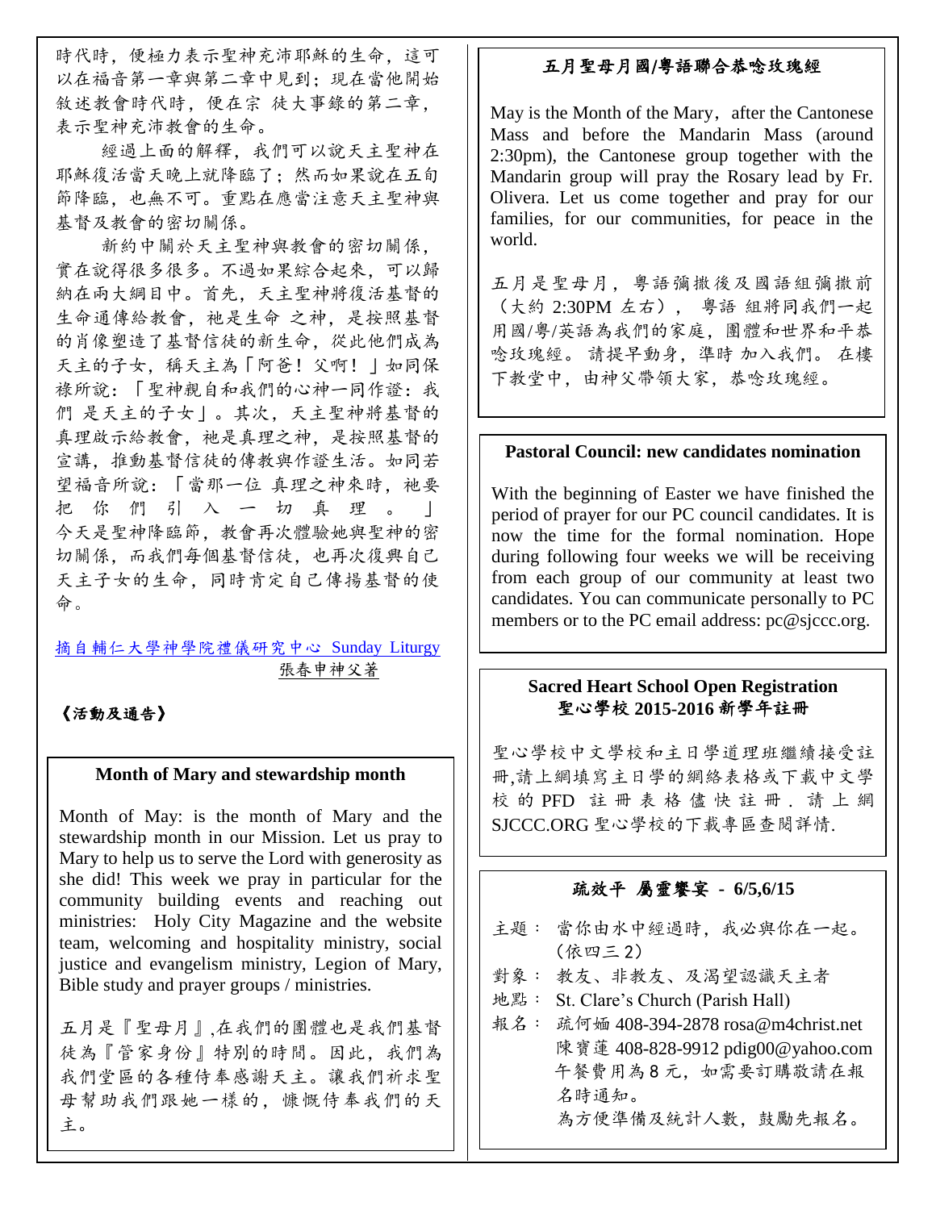時代時，便極力表示聖神充沛耶穌的生命，這可以在福音第一章與第二章中見到；現在當他開始敘述教會時代時，便在宗 徒大事錄的第二章，表示聖神充沛教會的生命。

經過上面的解釋，我們可以說天主聖神在耶穌復活當天晚上就降臨了；然而如果說在五旬節降臨，也無不可。重點在應當注意天主聖神與基督及教會的密切關係。

新約中關於天主聖神與教會的密切關係，實在說得很多很多。不過如果綜合起來，可以歸納在兩大綱目中。首先，天主聖神將復活基督的生命通傳給教會，祂是生命 之神，是按照基督的肖像塑造了基督信徒的新生命，從此他們成為天主的子女，稱天主為「阿爸！父啊！」如同保祿所說：「聖神親自和我們的心神一同作證：我們 是天主的子女」。其次，天主聖神將基督的真理啟示給教會，祂是真理之神，是按照基督的宣講，推動基督信徒的傳教與作證生活。如同若望福音所說：「當那一位 真理之神來時，祂要把 你 們 引 入 一 切 真 理 。 」今天是聖神降臨節，教會再次體驗她與聖神的密切關係，而我們每個基督信徒，也再次復興自己天主子女的生命，同時肯定自己傳揚基督的使命。

摘自輔仁大學神學院禮儀研究中心 Sunday Liturgy
張春申神父著

**《活動及通告》**

**Month of Mary and stewardship month**

Month of May: is the month of Mary and the stewardship month in our Mission. Let us pray to Mary to help us to serve the Lord with generosity as she did! This week we pray in particular for the community building events and reaching out ministries: Holy City Magazine and the website team, welcoming and hospitality ministry, social justice and evangelism ministry, Legion of Mary, Bible study and prayer groups / ministries.

五月是『聖母月』,在我們的團體也是我們基督徒為『管家身份』特別的時間。因此，我們為我們堂區的各種侍奉感謝天主。讓我們祈求聖母幫助我們跟她一樣的，慷慨侍奉我們的天主。

**五月聖母月國/粵語聯合恭唸玫瑰經**

May is the Month of the Mary，after the Cantonese Mass and before the Mandarin Mass (around 2:30pm), the Cantonese group together with the Mandarin group will pray the Rosary lead by Fr. Olivera. Let us come together and pray for our families, for our communities, for peace in the world.

五月是聖母月，粵語彌撒後及國語組彌撒前（大約 2:30PM 左右）， 粵語 組將同我們一起用國/粵/英語為我們的家庭，團體和世界和平恭唸玫瑰經。 請提早動身，準時 加入我們。 在樓下教堂中，由神父帶領大家，恭唸玫瑰經。

**Pastoral Council: new candidates nomination**

With the beginning of Easter we have finished the period of prayer for our PC council candidates. It is now the time for the formal nomination. Hope during following four weeks we will be receiving from each group of our community at least two candidates. You can communicate personally to PC members or to the PC email address: pc@sjccc.org.

**Sacred Heart School Open Registration**
**聖心學校 2015-2016 新學年註冊**

聖心學校中文學校和主日學道理班繼續接受註冊,請上網填寫主日學的網絡表格或下載中文學校 的 PFD 註 冊 表 格 儘 快 註 冊 . 請 上 網 SJCCC.ORG 聖心學校的下載專區查閱詳情.

**疏效平 屬靈饗宴 - 6/5,6/15**

主題： 當你由水中經過時，我必與你在一起。(依四三 2)
對象： 教友、非教友、及渴望認識天主者
地點： St. Clare's Church (Parish Hall)
報名： 疏何娟 408-394-2878 rosa@m4christ.net
陳寶蓮 408-828-9912 pdig00@yahoo.com
午餐費用為 8 元，如需要訂購敬請在報名時通知。
為方便準備及統計人數，鼓勵先報名。